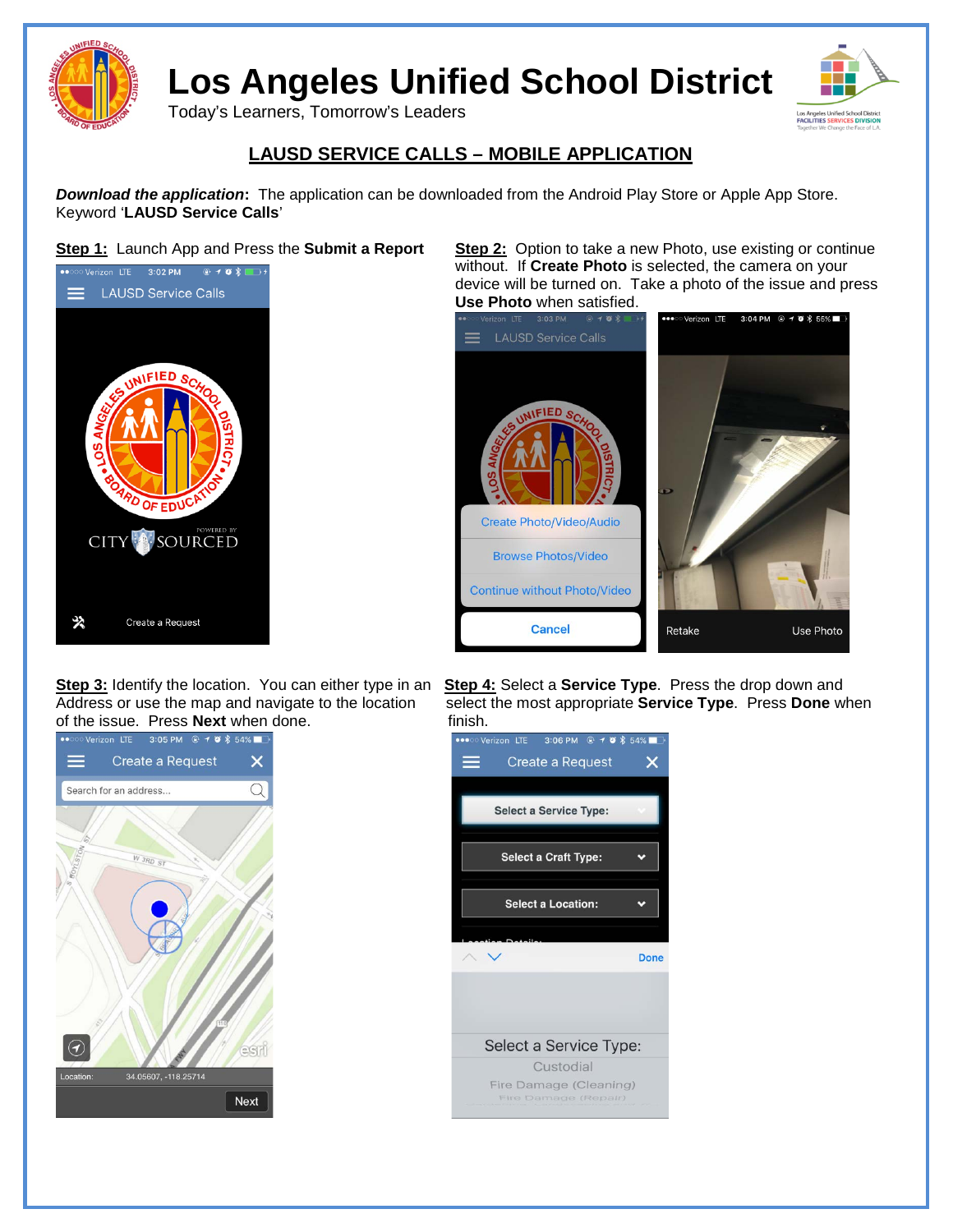# Los Angeles Unified School District

Today's Learners, Tomorrow's Leaders

## LAUSD SERVICE CALLS – MOBILE APPLICATION

***Download the application*:** The application can be downloaded from the Android Play Store or Apple App Store. Keyword '**LAUSD Service Calls**'

**Step 1:** Launch App and Press the **Submit a Report**

**Step 2:** Option to take a new Photo, use existing or continue without. If **Create Photo** is selected, the camera on your device will be turned on. Take a photo of the issue and press **Use Photo** when satisfied.

**Step 3:** Identify the location. You can either type in an Address or use the map and navigate to the location of the issue. Press **Next** when done.

**Step 4:** Select a **Service Type**. Press the drop down and select the most appropriate **Service Type**. Press **Done** when finish.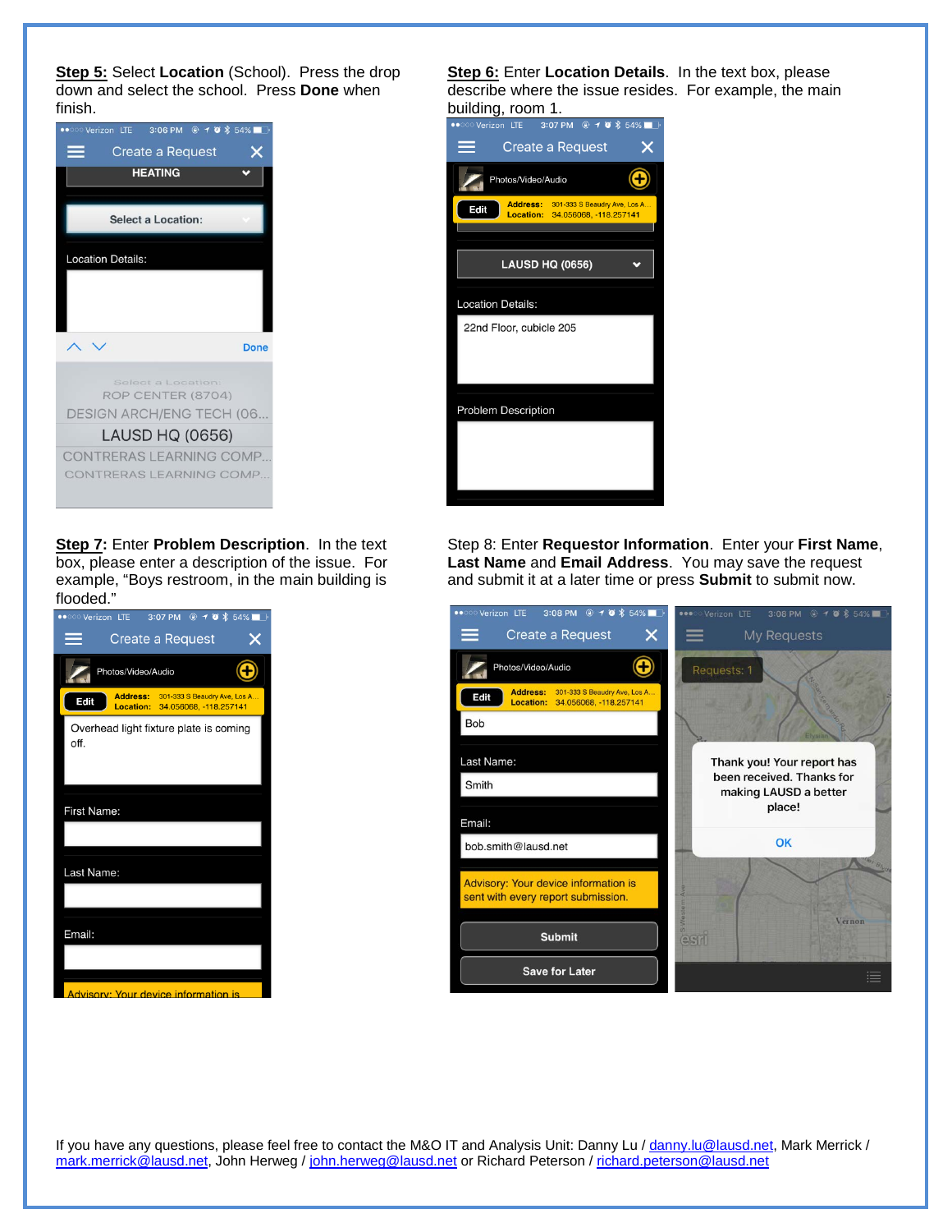**Step 5:** Select **Location** (School). Press the drop down and select the school. Press **Done** when finish.

**Step 6:** Enter **Location Details**. In the text box, please describe where the issue resides. For example, the main building, room 1.

**Step 7:** Enter **Problem Description**. In the text box, please enter a description of the issue. For example, "Boys restroom, in the main building is flooded."

Step 8: Enter **Requestor Information**. Enter your **First Name**, **Last Name** and **Email Address**. You may save the request and submit it at a later time or press **Submit** to submit now.

If you have any questions, please feel free to contact the M&O IT and Analysis Unit: Danny Lu / danny.lu@lausd.net, Mark Merrick / mark.merrick@lausd.net, John Herweg / john.herweg@lausd.net or Richard Peterson / richard.peterson@lausd.net